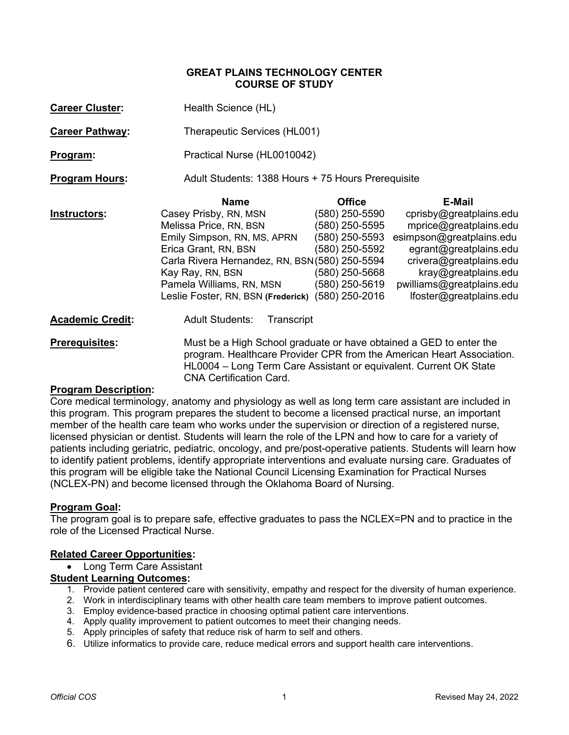# GREAT PLAINS TECHNOLOGY CENTER
## COURSE OF STUDY

**Career Cluster:** Health Science (HL)

**Career Pathway:** Therapeutic Services (HL001)

**Program:** Practical Nurse (HL0010042)

**Program Hours:** Adult Students: 1388 Hours + 75 Hours Prerequisite

**Instructors:**

| Name | Office | E-Mail |
|---|---|---|
| Casey Prisby, RN, MSN | (580) 250-5590 | cprisby@greatplains.edu |
| Melissa Price, RN, BSN | (580) 250-5595 | mprice@greatplains.edu |
| Emily Simpson, RN, MS, APRN | (580) 250-5593 | esimpson@greatplains.edu |
| Erica Grant, RN, BSN | (580) 250-5592 | egrant@greatplains.edu |
| Carla Rivera Hernandez, RN, BSN | (580) 250-5594 | crivera@greatplains.edu |
| Kay Ray, RN, BSN | (580) 250-5668 | kray@greatplains.edu |
| Pamela Williams, RN, MSN | (580) 250-5619 | pwilliams@greatplains.edu |
| Leslie Foster, RN, BSN **(Frederick)** | (580) 250-2016 | lfoster@greatplains.edu |

**Academic Credit:** Adult Students: Transcript

**Prerequisites:** Must be a High School graduate or have obtained a GED to enter the program. Healthcare Provider CPR from the American Heart Association. HL0004 – Long Term Care Assistant or equivalent. Current OK State CNA Certification Card.

**Program Description:**

Core medical terminology, anatomy and physiology as well as long term care assistant are included in this program. This program prepares the student to become a licensed practical nurse, an important member of the health care team who works under the supervision or direction of a registered nurse, licensed physician or dentist. Students will learn the role of the LPN and how to care for a variety of patients including geriatric, pediatric, oncology, and pre/post-operative patients. Students will learn how to identify patient problems, identify appropriate interventions and evaluate nursing care. Graduates of this program will be eligible take the National Council Licensing Examination for Practical Nurses (NCLEX-PN) and become licensed through the Oklahoma Board of Nursing.

**Program Goal:**

The program goal is to prepare safe, effective graduates to pass the NCLEX=PN and to practice in the role of the Licensed Practical Nurse.

**Related Career Opportunities:**

- Long Term Care Assistant

**Student Learning Outcomes:**

1. Provide patient centered care with sensitivity, empathy and respect for the diversity of human experience.
2. Work in interdisciplinary teams with other health care team members to improve patient outcomes.
3. Employ evidence-based practice in choosing optimal patient care interventions.
4. Apply quality improvement to patient outcomes to meet their changing needs.
5. Apply principles of safety that reduce risk of harm to self and others.
6. Utilize informatics to provide care, reduce medical errors and support health care interventions.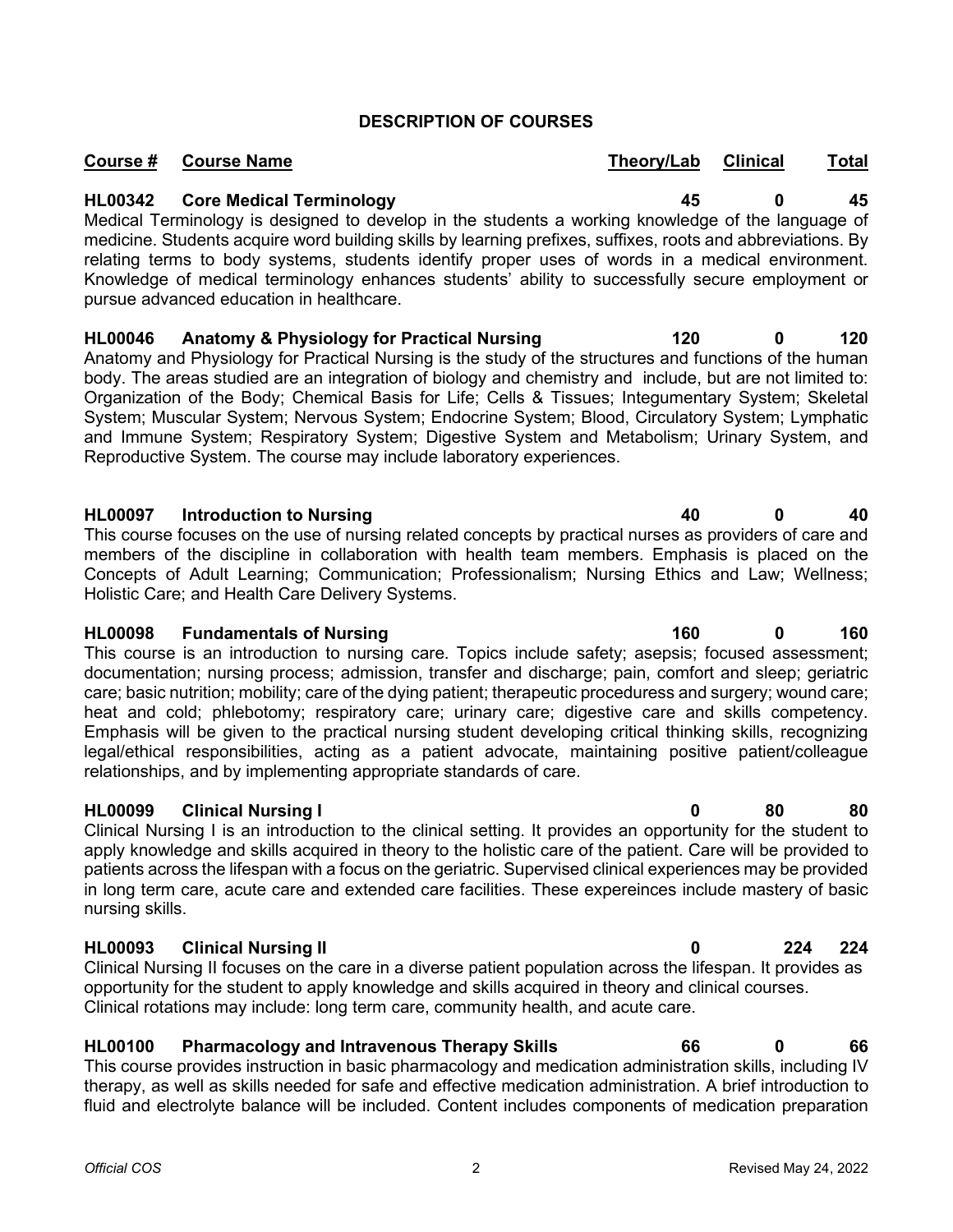## DESCRIPTION OF COURSES

| Course # | Course Name | Theory/Lab | Clinical | Total |
|---|---|---|---|---|

**HL00342 Core Medical Terminology — 45 | 0 | 45**

Medical Terminology is designed to develop in the students a working knowledge of the language of medicine. Students acquire word building skills by learning prefixes, suffixes, roots and abbreviations. By relating terms to body systems, students identify proper uses of words in a medical environment. Knowledge of medical terminology enhances students' ability to successfully secure employment or pursue advanced education in healthcare.

**HL00046 Anatomy & Physiology for Practical Nursing — 120 | 0 | 120**

Anatomy and Physiology for Practical Nursing is the study of the structures and functions of the human body. The areas studied are an integration of biology and chemistry and include, but are not limited to: Organization of the Body; Chemical Basis for Life; Cells & Tissues; Integumentary System; Skeletal System; Muscular System; Nervous System; Endocrine System; Blood, Circulatory System; Lymphatic and Immune System; Respiratory System; Digestive System and Metabolism; Urinary System, and Reproductive System. The course may include laboratory experiences.

**HL00097 Introduction to Nursing — 40 | 0 | 40**

This course focuses on the use of nursing related concepts by practical nurses as providers of care and members of the discipline in collaboration with health team members. Emphasis is placed on the Concepts of Adult Learning; Communication; Professionalism; Nursing Ethics and Law; Wellness; Holistic Care; and Health Care Delivery Systems.

**HL00098 Fundamentals of Nursing — 160 | 0 | 160**

This course is an introduction to nursing care. Topics include safety; asepsis; focused assessment; documentation; nursing process; admission, transfer and discharge; pain, comfort and sleep; geriatric care; basic nutrition; mobility; care of the dying patient; therapeutic proceduress and surgery; wound care; heat and cold; phlebotomy; respiratory care; urinary care; digestive care and skills competency. Emphasis will be given to the practical nursing student developing critical thinking skills, recognizing legal/ethical responsibilities, acting as a patient advocate, maintaining positive patient/colleague relationships, and by implementing appropriate standards of care.

**HL00099 Clinical Nursing I — 0 | 80 | 80**

Clinical Nursing I is an introduction to the clinical setting. It provides an opportunity for the student to apply knowledge and skills acquired in theory to the holistic care of the patient. Care will be provided to patients across the lifespan with a focus on the geriatric. Supervised clinical experiences may be provided in long term care, acute care and extended care facilities. These expereinces include mastery of basic nursing skills.

**HL00093 Clinical Nursing II — 0 | 224 | 224**

Clinical Nursing II focuses on the care in a diverse patient population across the lifespan. It provides as opportunity for the student to apply knowledge and skills acquired in theory and clinical courses. Clinical rotations may include: long term care, community health, and acute care.

**HL00100 Pharmacology and Intravenous Therapy Skills — 66 | 0 | 66**

This course provides instruction in basic pharmacology and medication administration skills, including IV therapy, as well as skills needed for safe and effective medication administration. A brief introduction to fluid and electrolyte balance will be included. Content includes components of medication preparation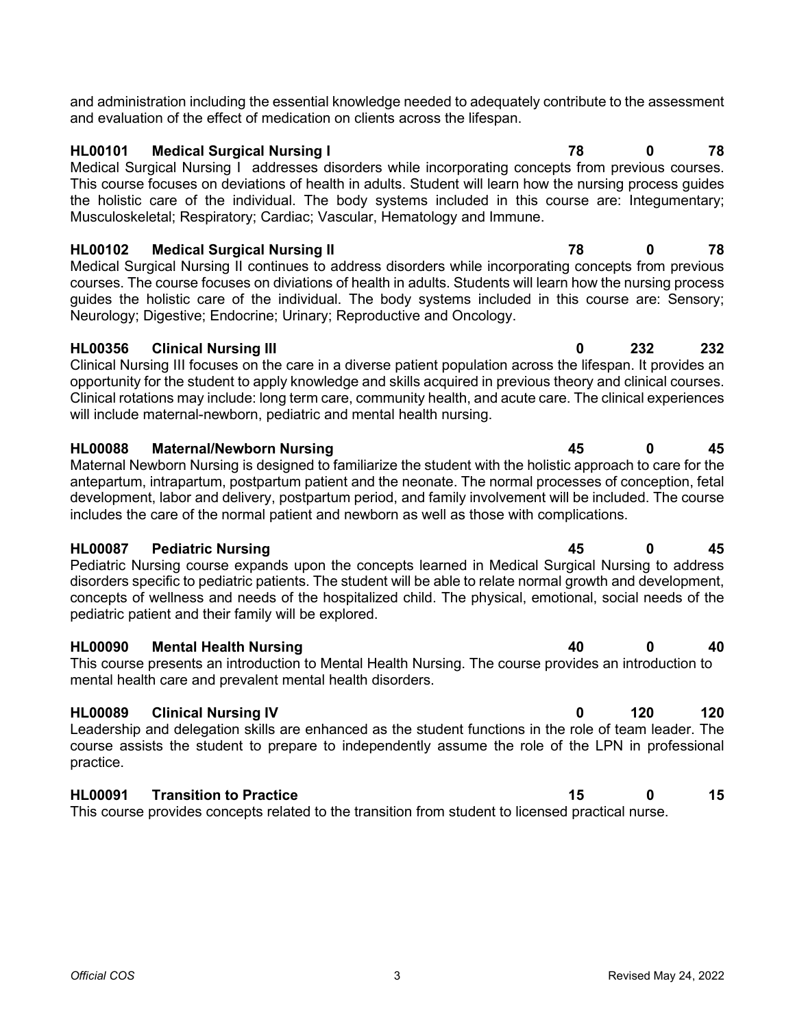and administration including the essential knowledge needed to adequately contribute to the assessment and evaluation of the effect of medication on clients across the lifespan.

**HL00101 Medical Surgical Nursing I — 78 | 0 | 78**

Medical Surgical Nursing I addresses disorders while incorporating concepts from previous courses. This course focuses on deviations of health in adults. Student will learn how the nursing process guides the holistic care of the individual. The body systems included in this course are: Integumentary; Musculoskeletal; Respiratory; Cardiac; Vascular, Hematology and Immune.

**HL00102 Medical Surgical Nursing II — 78 | 0 | 78**

Medical Surgical Nursing II continues to address disorders while incorporating concepts from previous courses. The course focuses on diviations of health in adults. Students will learn how the nursing process guides the holistic care of the individual. The body systems included in this course are: Sensory; Neurology; Digestive; Endocrine; Urinary; Reproductive and Oncology.

**HL00356 Clinical Nursing III — 0 | 232 | 232**

Clinical Nursing III focuses on the care in a diverse patient population across the lifespan. It provides an opportunity for the student to apply knowledge and skills acquired in previous theory and clinical courses. Clinical rotations may include: long term care, community health, and acute care. The clinical experiences will include maternal-newborn, pediatric and mental health nursing.

**HL00088 Maternal/Newborn Nursing — 45 | 0 | 45**

Maternal Newborn Nursing is designed to familiarize the student with the holistic approach to care for the antepartum, intrapartum, postpartum patient and the neonate. The normal processes of conception, fetal development, labor and delivery, postpartum period, and family involvement will be included. The course includes the care of the normal patient and newborn as well as those with complications.

**HL00087 Pediatric Nursing — 45 | 0 | 45**

Pediatric Nursing course expands upon the concepts learned in Medical Surgical Nursing to address disorders specific to pediatric patients. The student will be able to relate normal growth and development, concepts of wellness and needs of the hospitalized child. The physical, emotional, social needs of the pediatric patient and their family will be explored.

**HL00090 Mental Health Nursing — 40 | 0 | 40**

This course presents an introduction to Mental Health Nursing. The course provides an introduction to mental health care and prevalent mental health disorders.

**HL00089 Clinical Nursing IV — 0 | 120 | 120**

Leadership and delegation skills are enhanced as the student functions in the role of team leader. The course assists the student to prepare to independently assume the role of the LPN in professional practice.

**HL00091 Transition to Practice — 15 | 0 | 15**

This course provides concepts related to the transition from student to licensed practical nurse.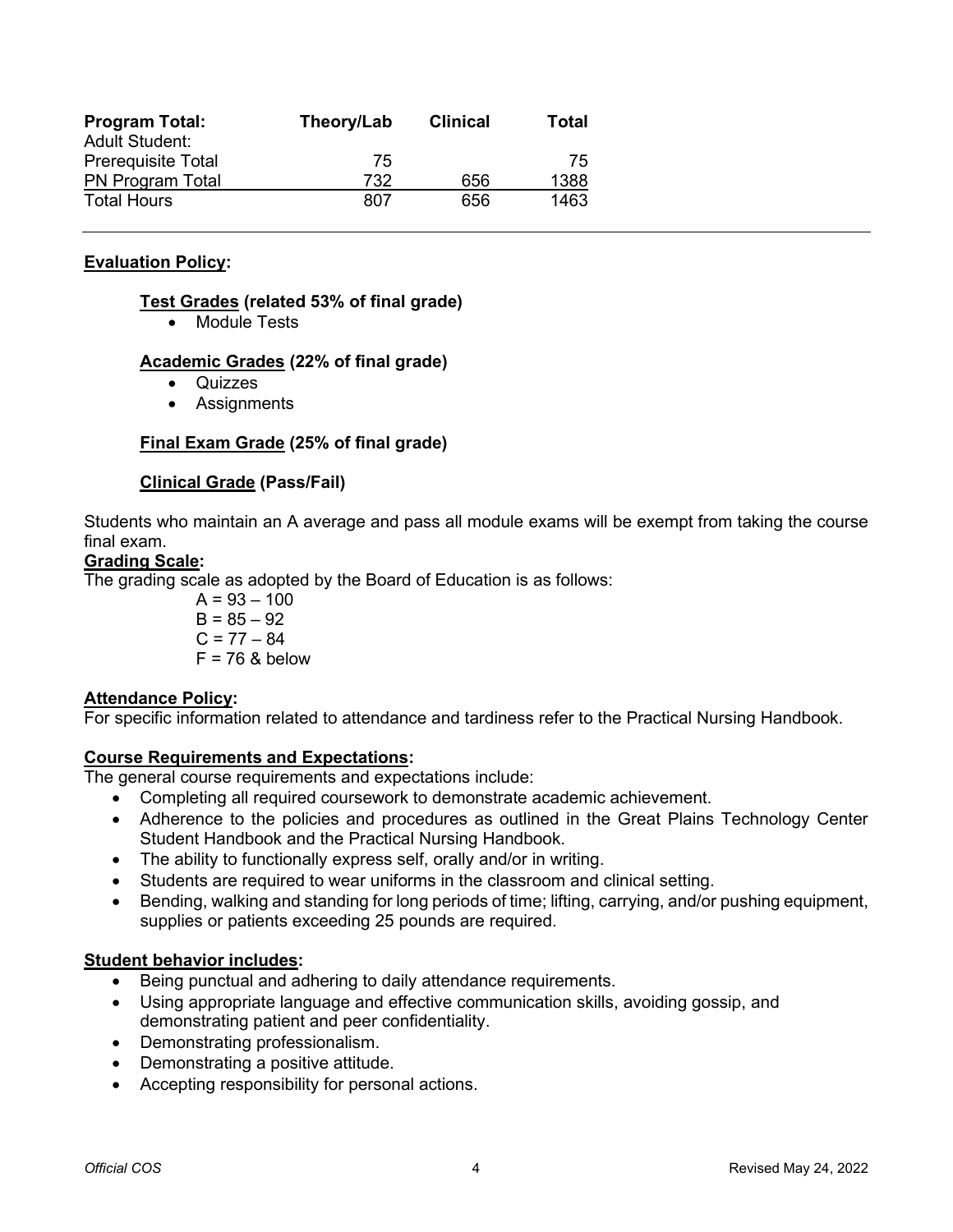| Program Total: | Theory/Lab | Clinical | Total |
|---|---|---|---|
| Adult Student: | | | |
| Prerequisite Total | 75 | | 75 |
| PN Program Total | 732 | 656 | 1388 |
| Total Hours | 807 | 656 | 1463 |

---

**Evaluation Policy:**

**Test Grades (related 53% of final grade)**

- Module Tests

**Academic Grades (22% of final grade)**

- Quizzes
- Assignments

**Final Exam Grade (25% of final grade)**

**Clinical Grade (Pass/Fail)**

Students who maintain an A average and pass all module exams will be exempt from taking the course final exam.

**Grading Scale:**

The grading scale as adopted by the Board of Education is as follows:

A = 93 – 100
B = 85 – 92
C = 77 – 84
F = 76 & below

**Attendance Policy:**

For specific information related to attendance and tardiness refer to the Practical Nursing Handbook.

**Course Requirements and Expectations:**

The general course requirements and expectations include:

- Completing all required coursework to demonstrate academic achievement.
- Adherence to the policies and procedures as outlined in the Great Plains Technology Center Student Handbook and the Practical Nursing Handbook.
- The ability to functionally express self, orally and/or in writing.
- Students are required to wear uniforms in the classroom and clinical setting.
- Bending, walking and standing for long periods of time; lifting, carrying, and/or pushing equipment, supplies or patients exceeding 25 pounds are required.

**Student behavior includes:**

- Being punctual and adhering to daily attendance requirements.
- Using appropriate language and effective communication skills, avoiding gossip, and demonstrating patient and peer confidentiality.
- Demonstrating professionalism.
- Demonstrating a positive attitude.
- Accepting responsibility for personal actions.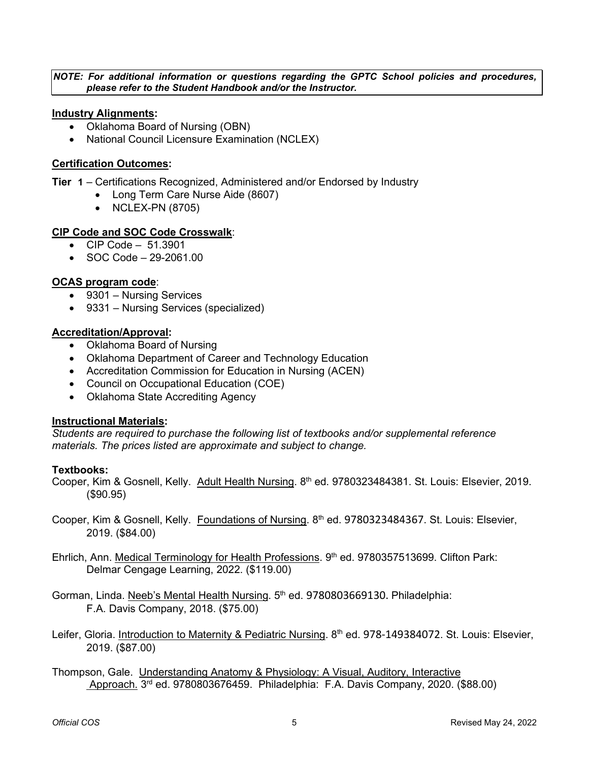***NOTE: For additional information or questions regarding the GPTC School policies and procedures, please refer to the Student Handbook and/or the Instructor.***

**Industry Alignments:**

- Oklahoma Board of Nursing (OBN)
- National Council Licensure Examination (NCLEX)

**Certification Outcomes:**

**Tier 1** – Certifications Recognized, Administered and/or Endorsed by Industry

- Long Term Care Nurse Aide (8607)
- NCLEX-PN (8705)

**CIP Code and SOC Code Crosswalk**:

- CIP Code – 51.3901
- SOC Code – 29-2061.00

**OCAS program code**:

- 9301 – Nursing Services
- 9331 – Nursing Services (specialized)

**Accreditation/Approval:**

- Oklahoma Board of Nursing
- Oklahoma Department of Career and Technology Education
- Accreditation Commission for Education in Nursing (ACEN)
- Council on Occupational Education (COE)
- Oklahoma State Accrediting Agency

**Instructional Materials:**

*Students are required to purchase the following list of textbooks and/or supplemental reference materials. The prices listed are approximate and subject to change.*

**Textbooks:**

Cooper, Kim & Gosnell, Kelly. Adult Health Nursing. 8th ed. 9780323484381. St. Louis: Elsevier, 2019. ($90.95)

Cooper, Kim & Gosnell, Kelly. Foundations of Nursing. 8th ed. 9780323484367. St. Louis: Elsevier, 2019. ($84.00)

Ehrlich, Ann. Medical Terminology for Health Professions. 9th ed. 9780357513699. Clifton Park: Delmar Cengage Learning, 2022. ($119.00)

Gorman, Linda. Neeb's Mental Health Nursing. 5th ed. 9780803669130. Philadelphia: F.A. Davis Company, 2018. ($75.00)

Leifer, Gloria. Introduction to Maternity & Pediatric Nursing. 8th ed. 978-149384072. St. Louis: Elsevier, 2019. ($87.00)

Thompson, Gale. Understanding Anatomy & Physiology: A Visual, Auditory, Interactive Approach. 3rd ed. 9780803676459. Philadelphia: F.A. Davis Company, 2020. ($88.00)